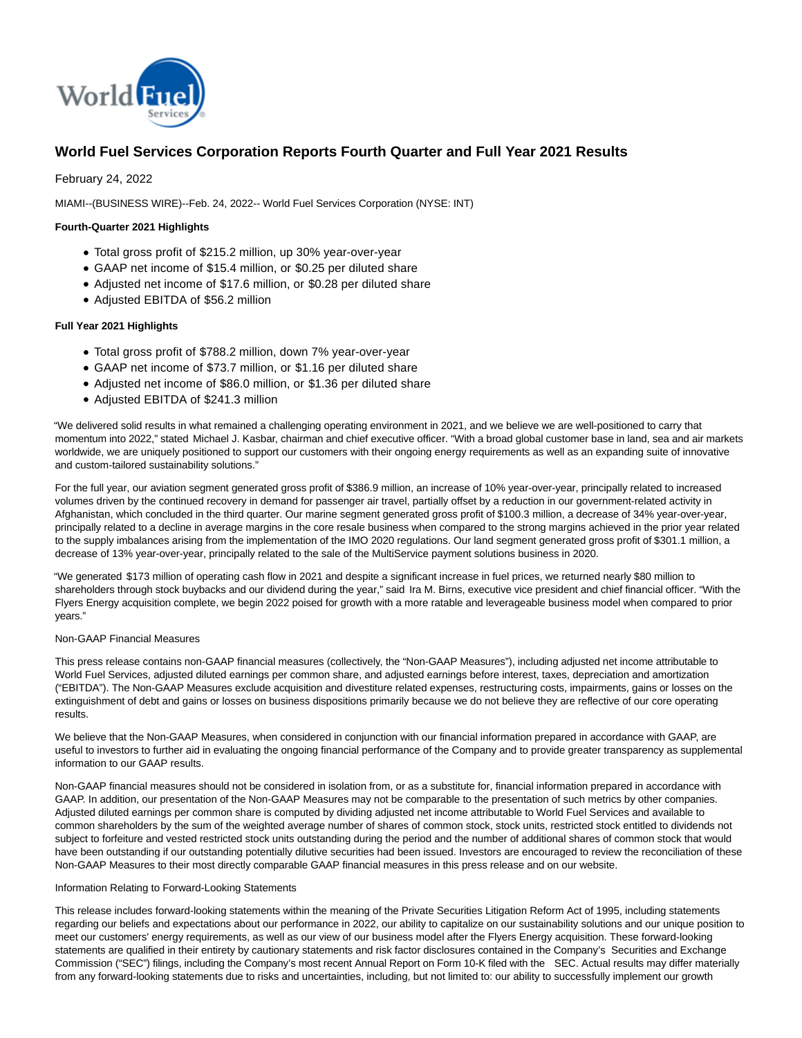# World Fuel Services Corporation Reports Fourth Quarter and Full Year 2021 Results

February 24, 2022

MIAMI--(BUSINESS WIRE)--Feb. 24, 2022-- World Fuel Services Corporation (NYSE: INT)

**Fourth-Quarter 2021 Highlights**

- Total gross profit of $215.2 million, up 30% year-over-year
- GAAP net income of $15.4 million, or $0.25 per diluted share
- Adjusted net income of $17.6 million, or $0.28 per diluted share
- Adjusted EBITDA of $56.2 million

**Full Year 2021 Highlights**

- Total gross profit of $788.2 million, down 7% year-over-year
- GAAP net income of $73.7 million, or $1.16 per diluted share
- Adjusted net income of $86.0 million, or $1.36 per diluted share
- Adjusted EBITDA of $241.3 million

"We delivered solid results in what remained a challenging operating environment in 2021, and we believe we are well-positioned to carry that momentum into 2022," stated Michael J. Kasbar, chairman and chief executive officer. "With a broad global customer base in land, sea and air markets worldwide, we are uniquely positioned to support our customers with their ongoing energy requirements as well as an expanding suite of innovative and custom-tailored sustainability solutions."

For the full year, our aviation segment generated gross profit of $386.9 million, an increase of 10% year-over-year, principally related to increased volumes driven by the continued recovery in demand for passenger air travel, partially offset by a reduction in our government-related activity in Afghanistan, which concluded in the third quarter. Our marine segment generated gross profit of $100.3 million, a decrease of 34% year-over-year, principally related to a decline in average margins in the core resale business when compared to the strong margins achieved in the prior year related to the supply imbalances arising from the implementation of the IMO 2020 regulations. Our land segment generated gross profit of $301.1 million, a decrease of 13% year-over-year, principally related to the sale of the MultiService payment solutions business in 2020.

"We generated $173 million of operating cash flow in 2021 and despite a significant increase in fuel prices, we returned nearly $80 million to shareholders through stock buybacks and our dividend during the year," said Ira M. Birns, executive vice president and chief financial officer. "With the Flyers Energy acquisition complete, we begin 2022 poised for growth with a more ratable and leverageable business model when compared to prior years."

Non-GAAP Financial Measures

This press release contains non-GAAP financial measures (collectively, the "Non-GAAP Measures"), including adjusted net income attributable to World Fuel Services, adjusted diluted earnings per common share, and adjusted earnings before interest, taxes, depreciation and amortization ("EBITDA"). The Non-GAAP Measures exclude acquisition and divestiture related expenses, restructuring costs, impairments, gains or losses on the extinguishment of debt and gains or losses on business dispositions primarily because we do not believe they are reflective of our core operating results.

We believe that the Non-GAAP Measures, when considered in conjunction with our financial information prepared in accordance with GAAP, are useful to investors to further aid in evaluating the ongoing financial performance of the Company and to provide greater transparency as supplemental information to our GAAP results.

Non-GAAP financial measures should not be considered in isolation from, or as a substitute for, financial information prepared in accordance with GAAP. In addition, our presentation of the Non-GAAP Measures may not be comparable to the presentation of such metrics by other companies. Adjusted diluted earnings per common share is computed by dividing adjusted net income attributable to World Fuel Services and available to common shareholders by the sum of the weighted average number of shares of common stock, stock units, restricted stock entitled to dividends not subject to forfeiture and vested restricted stock units outstanding during the period and the number of additional shares of common stock that would have been outstanding if our outstanding potentially dilutive securities had been issued. Investors are encouraged to review the reconciliation of these Non-GAAP Measures to their most directly comparable GAAP financial measures in this press release and on our website.

Information Relating to Forward-Looking Statements

This release includes forward-looking statements within the meaning of the Private Securities Litigation Reform Act of 1995, including statements regarding our beliefs and expectations about our performance in 2022, our ability to capitalize on our sustainability solutions and our unique position to meet our customers' energy requirements, as well as our view of our business model after the Flyers Energy acquisition. These forward-looking statements are qualified in their entirety by cautionary statements and risk factor disclosures contained in the Company's Securities and Exchange Commission ("SEC") filings, including the Company's most recent Annual Report on Form 10-K filed with the SEC. Actual results may differ materially from any forward-looking statements due to risks and uncertainties, including, but not limited to: our ability to successfully implement our growth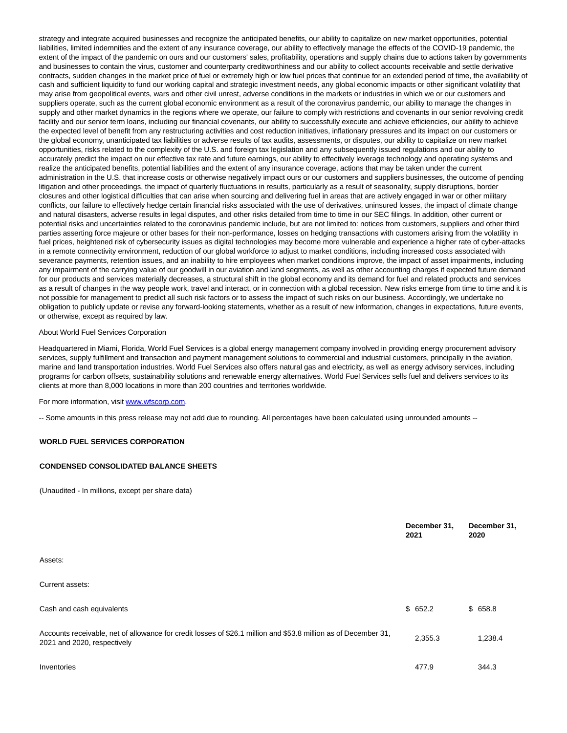strategy and integrate acquired businesses and recognize the anticipated benefits, our ability to capitalize on new market opportunities, potential liabilities, limited indemnities and the extent of any insurance coverage, our ability to effectively manage the effects of the COVID-19 pandemic, the extent of the impact of the pandemic on ours and our customers' sales, profitability, operations and supply chains due to actions taken by governments and businesses to contain the virus, customer and counterparty creditworthiness and our ability to collect accounts receivable and settle derivative contracts, sudden changes in the market price of fuel or extremely high or low fuel prices that continue for an extended period of time, the availability of cash and sufficient liquidity to fund our working capital and strategic investment needs, any global economic impacts or other significant volatility that may arise from geopolitical events, wars and other civil unrest, adverse conditions in the markets or industries in which we or our customers and suppliers operate, such as the current global economic environment as a result of the coronavirus pandemic, our ability to manage the changes in supply and other market dynamics in the regions where we operate, our failure to comply with restrictions and covenants in our senior revolving credit facility and our senior term loans, including our financial covenants, our ability to successfully execute and achieve efficiencies, our ability to achieve the expected level of benefit from any restructuring activities and cost reduction initiatives, inflationary pressures and its impact on our customers or the global economy, unanticipated tax liabilities or adverse results of tax audits, assessments, or disputes, our ability to capitalize on new market opportunities, risks related to the complexity of the U.S. and foreign tax legislation and any subsequently issued regulations and our ability to accurately predict the impact on our effective tax rate and future earnings, our ability to effectively leverage technology and operating systems and realize the anticipated benefits, potential liabilities and the extent of any insurance coverage, actions that may be taken under the current administration in the U.S. that increase costs or otherwise negatively impact ours or our customers and suppliers businesses, the outcome of pending litigation and other proceedings, the impact of quarterly fluctuations in results, particularly as a result of seasonality, supply disruptions, border closures and other logistical difficulties that can arise when sourcing and delivering fuel in areas that are actively engaged in war or other military conflicts, our failure to effectively hedge certain financial risks associated with the use of derivatives, uninsured losses, the impact of climate change and natural disasters, adverse results in legal disputes, and other risks detailed from time to time in our SEC filings. In addition, other current or potential risks and uncertainties related to the coronavirus pandemic include, but are not limited to: notices from customers, suppliers and other third parties asserting force majeure or other bases for their non-performance, losses on hedging transactions with customers arising from the volatility in fuel prices, heightened risk of cybersecurity issues as digital technologies may become more vulnerable and experience a higher rate of cyber-attacks in a remote connectivity environment, reduction of our global workforce to adjust to market conditions, including increased costs associated with severance payments, retention issues, and an inability to hire employees when market conditions improve, the impact of asset impairments, including any impairment of the carrying value of our goodwill in our aviation and land segments, as well as other accounting charges if expected future demand for our products and services materially decreases, a structural shift in the global economy and its demand for fuel and related products and services as a result of changes in the way people work, travel and interact, or in connection with a global recession. New risks emerge from time to time and it is not possible for management to predict all such risk factors or to assess the impact of such risks on our business. Accordingly, we undertake no obligation to publicly update or revise any forward-looking statements, whether as a result of new information, changes in expectations, future events, or otherwise, except as required by law.

About World Fuel Services Corporation

Headquartered in Miami, Florida, World Fuel Services is a global energy management company involved in providing energy procurement advisory services, supply fulfillment and transaction and payment management solutions to commercial and industrial customers, principally in the aviation, marine and land transportation industries. World Fuel Services also offers natural gas and electricity, as well as energy advisory services, including programs for carbon offsets, sustainability solutions and renewable energy alternatives. World Fuel Services sells fuel and delivers services to its clients at more than 8,000 locations in more than 200 countries and territories worldwide.

For more information, visit [www.wfscorp.com](http://www.wfscorp.com).

-- Some amounts in this press release may not add due to rounding. All percentages have been calculated using unrounded amounts --

**WORLD FUEL SERVICES CORPORATION**

**CONDENSED CONSOLIDATED BALANCE SHEETS**

(Unaudited - In millions, except per share data)

| | **December 31, 2021** | **December 31, 2020** |
|---|---|---|
| Assets: | | |
| Current assets: | | |
| Cash and cash equivalents | $ 652.2 | $ 658.8 |
| Accounts receivable, net of allowance for credit losses of $26.1 million and $53.8 million as of December 31, 2021 and 2020, respectively | 2,355.3 | 1,238.4 |
| Inventories | 477.9 | 344.3 |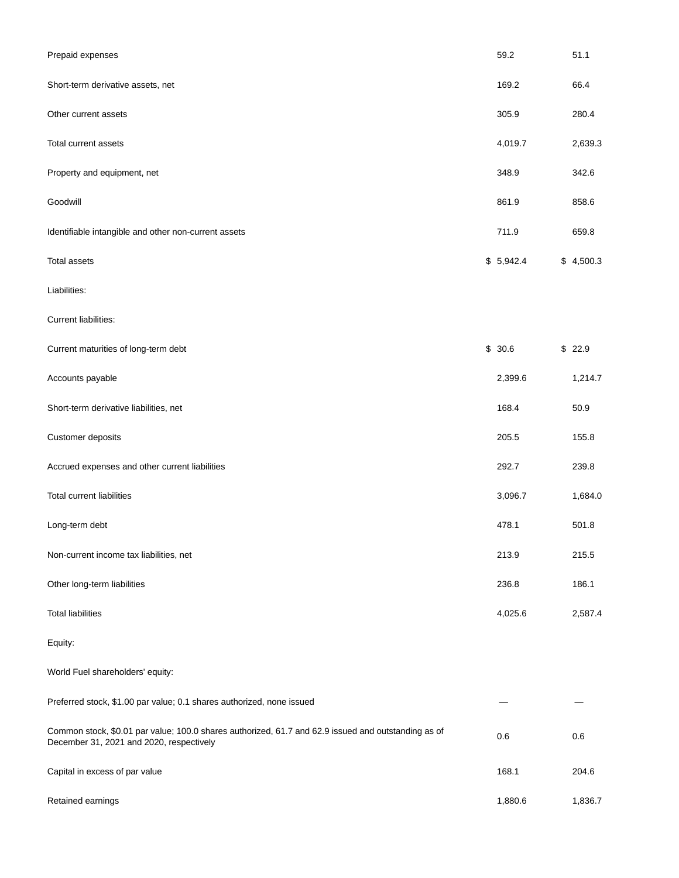| | | |
|---|---|---|
| Prepaid expenses | 59.2 | 51.1 |
| Short-term derivative assets, net | 169.2 | 66.4 |
| Other current assets | 305.9 | 280.4 |
| Total current assets | 4,019.7 | 2,639.3 |
| Property and equipment, net | 348.9 | 342.6 |
| Goodwill | 861.9 | 858.6 |
| Identifiable intangible and other non-current assets | 711.9 | 659.8 |
| Total assets | $ 5,942.4 | $ 4,500.3 |
| Liabilities: | | |
| Current liabilities: | | |
| Current maturities of long-term debt | $ 30.6 | $ 22.9 |
| Accounts payable | 2,399.6 | 1,214.7 |
| Short-term derivative liabilities, net | 168.4 | 50.9 |
| Customer deposits | 205.5 | 155.8 |
| Accrued expenses and other current liabilities | 292.7 | 239.8 |
| Total current liabilities | 3,096.7 | 1,684.0 |
| Long-term debt | 478.1 | 501.8 |
| Non-current income tax liabilities, net | 213.9 | 215.5 |
| Other long-term liabilities | 236.8 | 186.1 |
| Total liabilities | 4,025.6 | 2,587.4 |
| Equity: | | |
| World Fuel shareholders' equity: | | |
| Preferred stock, $1.00 par value; 0.1 shares authorized, none issued | — | — |
| Common stock, $0.01 par value; 100.0 shares authorized, 61.7 and 62.9 issued and outstanding as of December 31, 2021 and 2020, respectively | 0.6 | 0.6 |
| Capital in excess of par value | 168.1 | 204.6 |
| Retained earnings | 1,880.6 | 1,836.7 |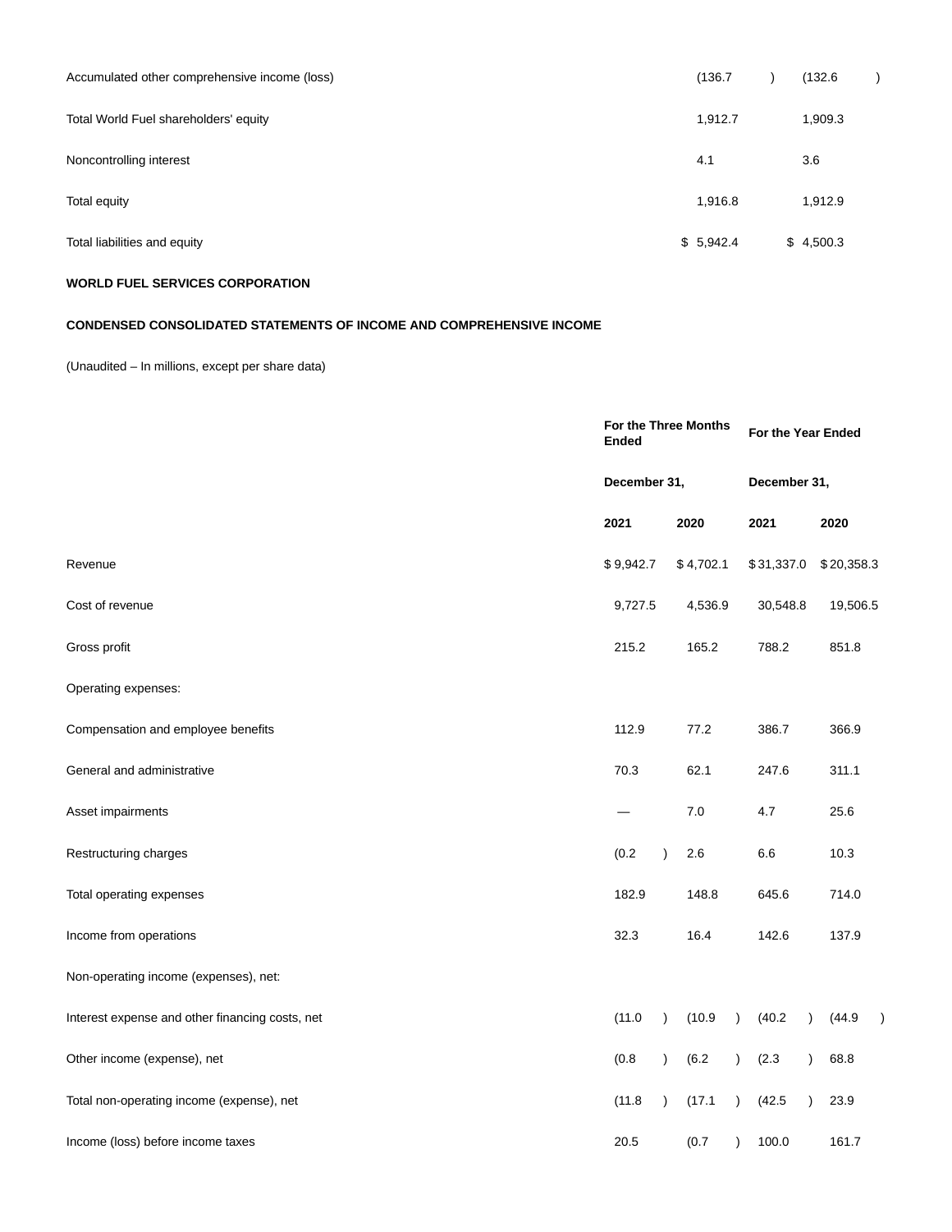| | | |
|---|---|---|
| Accumulated other comprehensive income (loss) | (136.7) | (132.6) |
| Total World Fuel shareholders' equity | 1,912.7 | 1,909.3 |
| Noncontrolling interest | 4.1 | 3.6 |
| Total equity | 1,916.8 | 1,912.9 |
| Total liabilities and equity | $ 5,942.4 | $ 4,500.3 |

**WORLD FUEL SERVICES CORPORATION**

**CONDENSED CONSOLIDATED STATEMENTS OF INCOME AND COMPREHENSIVE INCOME**

(Unaudited – In millions, except per share data)

| | For the Three Months Ended | | For the Year Ended | |
|---|---|---|---|---|
| | December 31, | | December 31, | |
| | 2021 | 2020 | 2021 | 2020 |
| Revenue | $ 9,942.7 | $ 4,702.1 | $ 31,337.0 | $ 20,358.3 |
| Cost of revenue | 9,727.5 | 4,536.9 | 30,548.8 | 19,506.5 |
| Gross profit | 215.2 | 165.2 | 788.2 | 851.8 |
| Operating expenses: | | | | |
| Compensation and employee benefits | 112.9 | 77.2 | 386.7 | 366.9 |
| General and administrative | 70.3 | 62.1 | 247.6 | 311.1 |
| Asset impairments | — | 7.0 | 4.7 | 25.6 |
| Restructuring charges | (0.2) | 2.6 | 6.6 | 10.3 |
| Total operating expenses | 182.9 | 148.8 | 645.6 | 714.0 |
| Income from operations | 32.3 | 16.4 | 142.6 | 137.9 |
| Non-operating income (expenses), net: | | | | |
| Interest expense and other financing costs, net | (11.0) | (10.9) | (40.2) | (44.9) |
| Other income (expense), net | (0.8) | (6.2) | (2.3) | 68.8 |
| Total non-operating income (expense), net | (11.8) | (17.1) | (42.5) | 23.9 |
| Income (loss) before income taxes | 20.5 | (0.7) | 100.0 | 161.7 |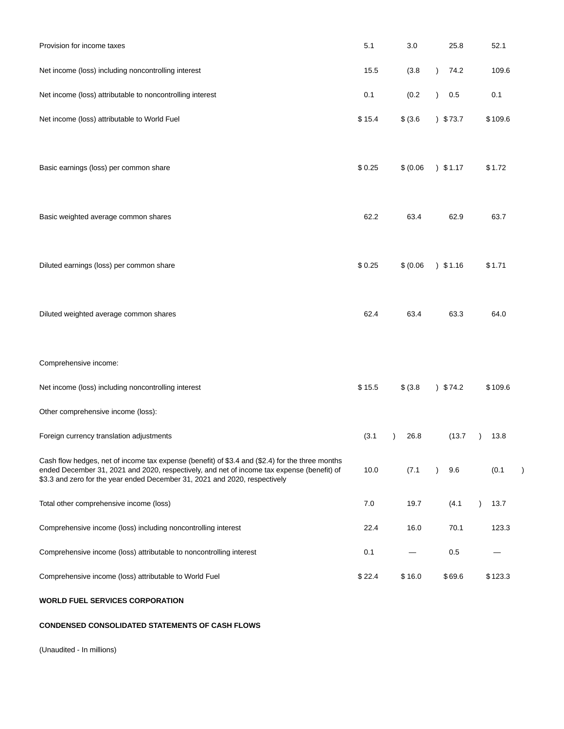| | | | | |
|---|---|---|---|---|
| Provision for income taxes | 5.1 | 3.0 | 25.8 | 52.1 |
| Net income (loss) including noncontrolling interest | 15.5 | (3.8) | 74.2 | 109.6 |
| Net income (loss) attributable to noncontrolling interest | 0.1 | (0.2) | 0.5 | 0.1 |
| Net income (loss) attributable to World Fuel | $ 15.4 | $ (3.6) | $ 73.7 | $ 109.6 |
| | | | | |
| Basic earnings (loss) per common share | $ 0.25 | $ (0.06) | $ 1.17 | $ 1.72 |
| | | | | |
| Basic weighted average common shares | 62.2 | 63.4 | 62.9 | 63.7 |
| | | | | |
| Diluted earnings (loss) per common share | $ 0.25 | $ (0.06) | $ 1.16 | $ 1.71 |
| | | | | |
| Diluted weighted average common shares | 62.4 | 63.4 | 63.3 | 64.0 |
| | | | | |
| Comprehensive income: | | | | |
| Net income (loss) including noncontrolling interest | $ 15.5 | $ (3.8) | $ 74.2 | $ 109.6 |
| Other comprehensive income (loss): | | | | |
| Foreign currency translation adjustments | (3.1) | 26.8 | (13.7) | 13.8 |
| Cash flow hedges, net of income tax expense (benefit) of $3.4 and ($2.4) for the three months ended December 31, 2021 and 2020, respectively, and net of income tax expense (benefit) of $3.3 and zero for the year ended December 31, 2021 and 2020, respectively | 10.0 | (7.1) | 9.6 | (0.1) |
| Total other comprehensive income (loss) | 7.0 | 19.7 | (4.1) | 13.7 |
| Comprehensive income (loss) including noncontrolling interest | 22.4 | 16.0 | 70.1 | 123.3 |
| Comprehensive income (loss) attributable to noncontrolling interest | 0.1 | — | 0.5 | — |
| Comprehensive income (loss) attributable to World Fuel | $ 22.4 | $ 16.0 | $ 69.6 | $ 123.3 |

**WORLD FUEL SERVICES CORPORATION**

**CONDENSED CONSOLIDATED STATEMENTS OF CASH FLOWS**

(Unaudited - In millions)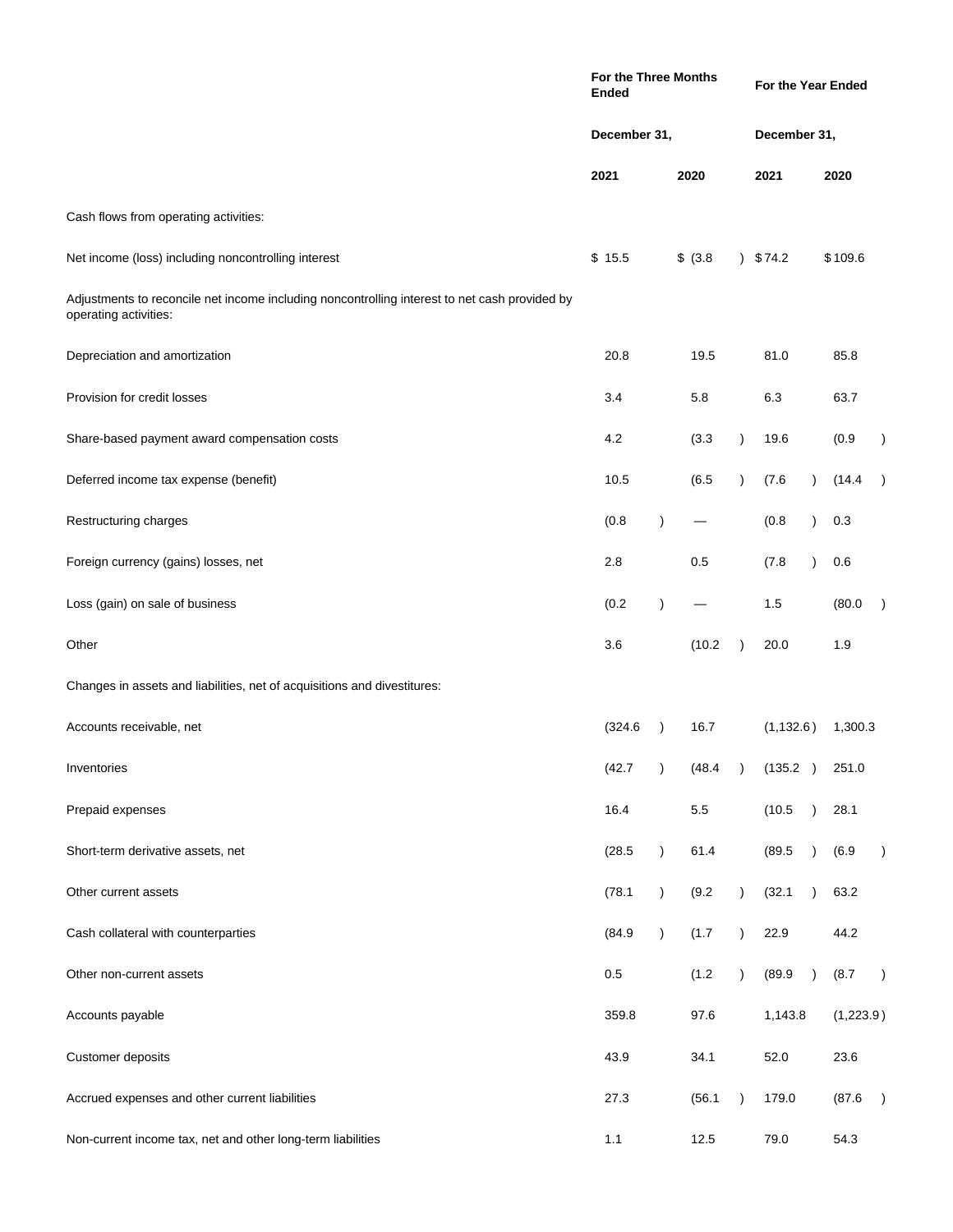| | For the Three Months Ended | | For the Year Ended | |
|---|---|---|---|---|
| | December 31, | | December 31, | |
| | 2021 | 2020 | 2021 | 2020 |
| Cash flows from operating activities: | | | | |
| Net income (loss) including noncontrolling interest | $ 15.5 | $ (3.8) | $ 74.2 | $ 109.6 |
| Adjustments to reconcile net income including noncontrolling interest to net cash provided by operating activities: | | | | |
| Depreciation and amortization | 20.8 | 19.5 | 81.0 | 85.8 |
| Provision for credit losses | 3.4 | 5.8 | 6.3 | 63.7 |
| Share-based payment award compensation costs | 4.2 | (3.3) | 19.6 | (0.9) |
| Deferred income tax expense (benefit) | 10.5 | (6.5) | (7.6) | (14.4) |
| Restructuring charges | (0.8) | — | (0.8) | 0.3 |
| Foreign currency (gains) losses, net | 2.8 | 0.5 | (7.8) | 0.6 |
| Loss (gain) on sale of business | (0.2) | — | 1.5 | (80.0) |
| Other | 3.6 | (10.2) | 20.0 | 1.9 |
| Changes in assets and liabilities, net of acquisitions and divestitures: | | | | |
| Accounts receivable, net | (324.6) | 16.7 | (1,132.6) | 1,300.3 |
| Inventories | (42.7) | (48.4) | (135.2) | 251.0 |
| Prepaid expenses | 16.4 | 5.5 | (10.5) | 28.1 |
| Short-term derivative assets, net | (28.5) | 61.4 | (89.5) | (6.9) |
| Other current assets | (78.1) | (9.2) | (32.1) | 63.2 |
| Cash collateral with counterparties | (84.9) | (1.7) | 22.9 | 44.2 |
| Other non-current assets | 0.5 | (1.2) | (89.9) | (8.7) |
| Accounts payable | 359.8 | 97.6 | 1,143.8 | (1,223.9) |
| Customer deposits | 43.9 | 34.1 | 52.0 | 23.6 |
| Accrued expenses and other current liabilities | 27.3 | (56.1) | 179.0 | (87.6) |
| Non-current income tax, net and other long-term liabilities | 1.1 | 12.5 | 79.0 | 54.3 |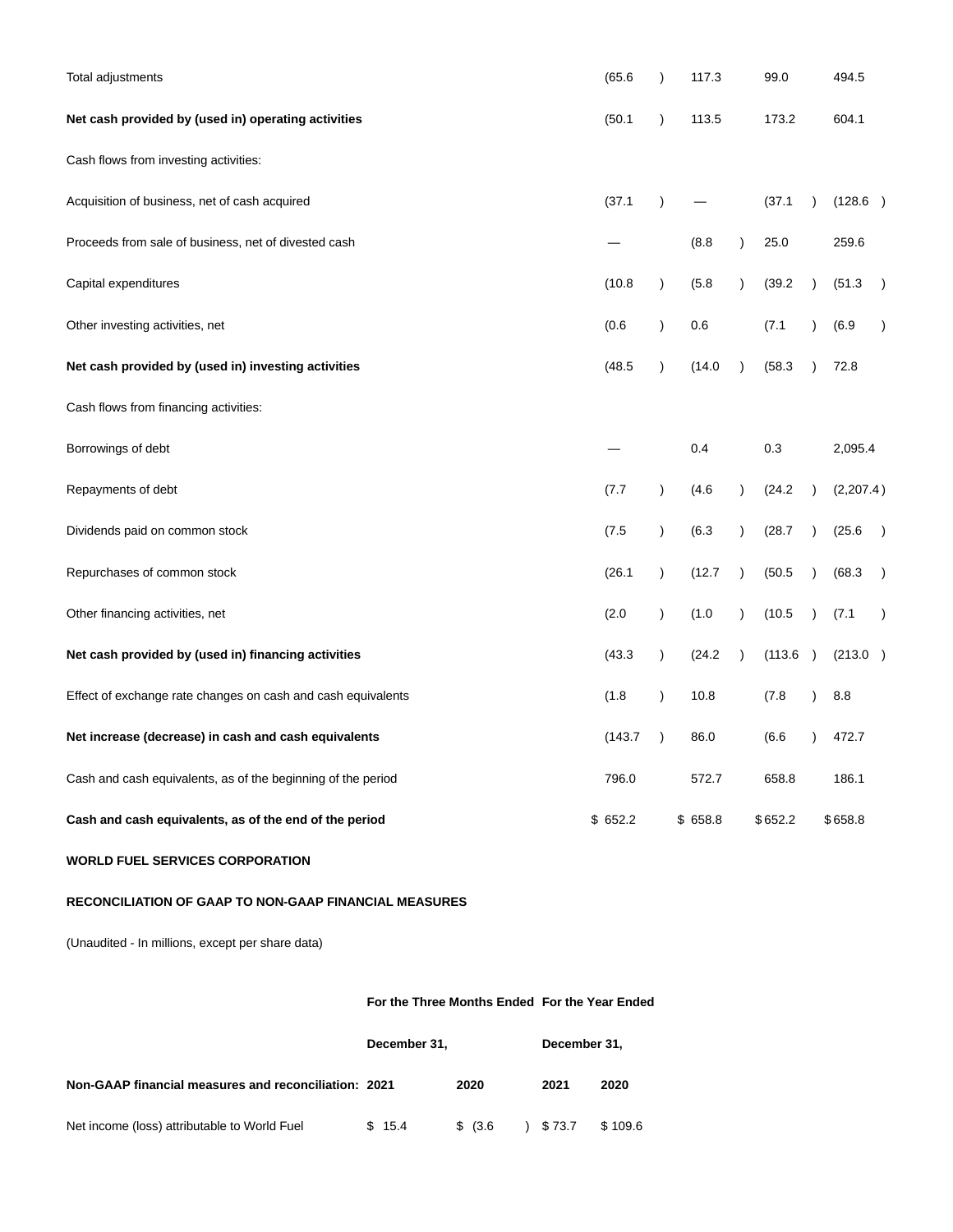| | | | | |
|---|---|---|---|---|
| Total adjustments | (65.6) | 117.3 | 99.0 | 494.5 |
| **Net cash provided by (used in) operating activities** | (50.1) | 113.5 | 173.2 | 604.1 |
| Cash flows from investing activities: | | | | |
| Acquisition of business, net of cash acquired | (37.1) | — | (37.1) | (128.6) |
| Proceeds from sale of business, net of divested cash | — | (8.8) | 25.0 | 259.6 |
| Capital expenditures | (10.8) | (5.8) | (39.2) | (51.3) |
| Other investing activities, net | (0.6) | 0.6 | (7.1) | (6.9) |
| **Net cash provided by (used in) investing activities** | (48.5) | (14.0) | (58.3) | 72.8 |
| Cash flows from financing activities: | | | | |
| Borrowings of debt | — | 0.4 | 0.3 | 2,095.4 |
| Repayments of debt | (7.7) | (4.6) | (24.2) | (2,207.4) |
| Dividends paid on common stock | (7.5) | (6.3) | (28.7) | (25.6) |
| Repurchases of common stock | (26.1) | (12.7) | (50.5) | (68.3) |
| Other financing activities, net | (2.0) | (1.0) | (10.5) | (7.1) |
| **Net cash provided by (used in) financing activities** | (43.3) | (24.2) | (113.6) | (213.0) |
| Effect of exchange rate changes on cash and cash equivalents | (1.8) | 10.8 | (7.8) | 8.8 |
| **Net increase (decrease) in cash and cash equivalents** | (143.7) | 86.0 | (6.6) | 472.7 |
| Cash and cash equivalents, as of the beginning of the period | 796.0 | 572.7 | 658.8 | 186.1 |
| **Cash and cash equivalents, as of the end of the period** | $ 652.2 | $ 658.8 | $ 652.2 | $ 658.8 |

**WORLD FUEL SERVICES CORPORATION**

**RECONCILIATION OF GAAP TO NON-GAAP FINANCIAL MEASURES**

(Unaudited - In millions, except per share data)

| | **For the Three Months Ended** | | **For the Year Ended** | |
|---|---|---|---|---|
| | **December 31,** | | **December 31,** | |
| **Non-GAAP financial measures and reconciliation:** | **2021** | **2020** | **2021** | **2020** |
| Net income (loss) attributable to World Fuel | $ 15.4 | $ (3.6) | $ 73.7 | $ 109.6 |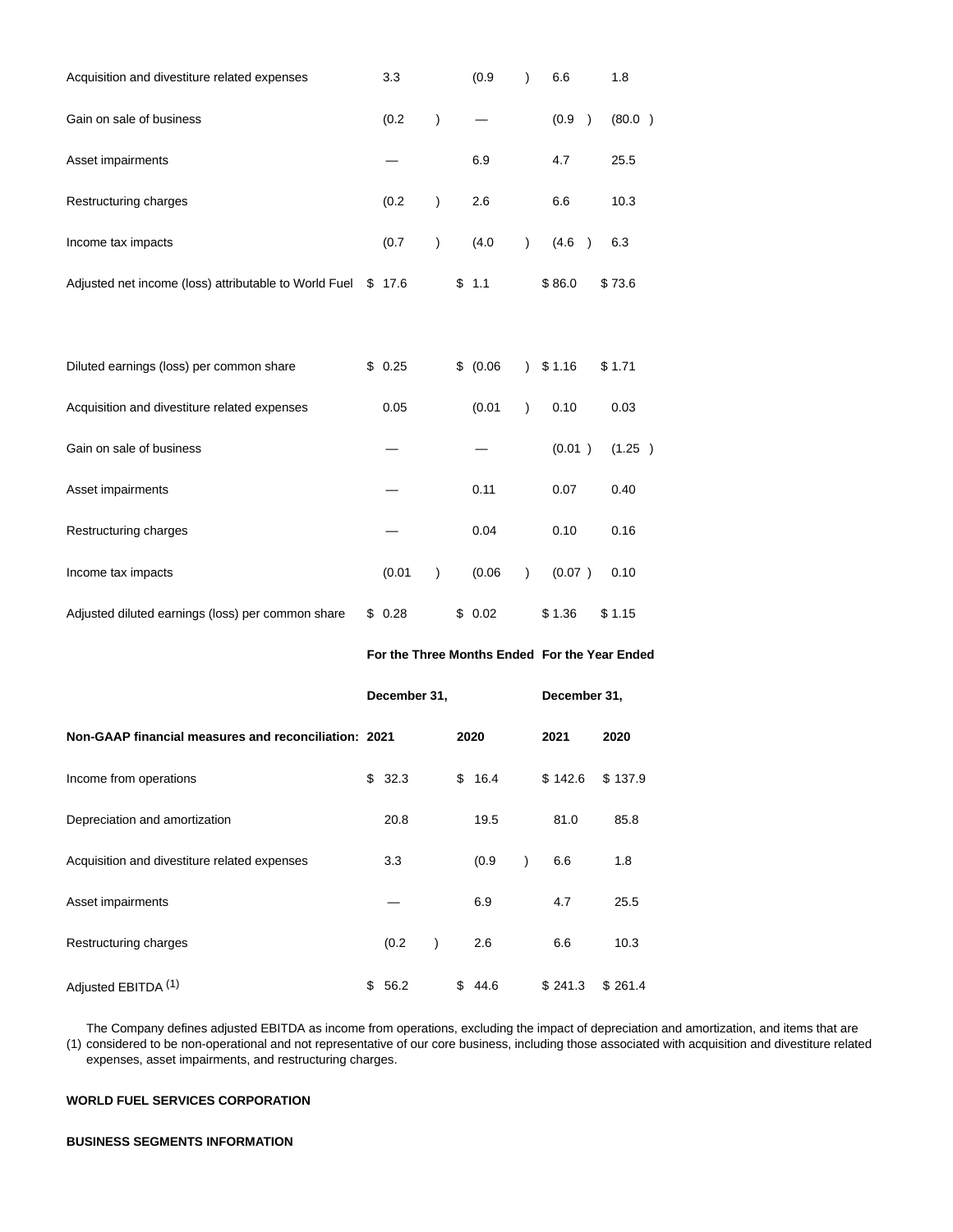| | | | | |
|---|---|---|---|---|
| Acquisition and divestiture related expenses | 3.3 | (0.9) | 6.6 | 1.8 |
| Gain on sale of business | (0.2) | — | (0.9) | (80.0) |
| Asset impairments | — | 6.9 | 4.7 | 25.5 |
| Restructuring charges | (0.2) | 2.6 | 6.6 | 10.3 |
| Income tax impacts | (0.7) | (4.0) | (4.6) | 6.3 |
| Adjusted net income (loss) attributable to World Fuel | $ 17.6 | $ 1.1 | $ 86.0 | $ 73.6 |
| | | | | |
| Diluted earnings (loss) per common share | $ 0.25 | $ (0.06) | $ 1.16 | $ 1.71 |
| Acquisition and divestiture related expenses | 0.05 | (0.01) | 0.10 | 0.03 |
| Gain on sale of business | — | — | (0.01) | (1.25) |
| Asset impairments | — | 0.11 | 0.07 | 0.40 |
| Restructuring charges | — | 0.04 | 0.10 | 0.16 |
| Income tax impacts | (0.01) | (0.06) | (0.07) | 0.10 |
| Adjusted diluted earnings (loss) per common share | $ 0.28 | $ 0.02 | $ 1.36 | $ 1.15 |

| | For the Three Months Ended | | For the Year Ended | |
|---|---|---|---|---|
| | December 31, | | December 31, | |
| **Non-GAAP financial measures and reconciliation:** | **2021** | **2020** | **2021** | **2020** |
| Income from operations | $ 32.3 | $ 16.4 | $ 142.6 | $ 137.9 |
| Depreciation and amortization | 20.8 | 19.5 | 81.0 | 85.8 |
| Acquisition and divestiture related expenses | 3.3 | (0.9) | 6.6 | 1.8 |
| Asset impairments | — | 6.9 | 4.7 | 25.5 |
| Restructuring charges | (0.2) | 2.6 | 6.6 | 10.3 |
| Adjusted EBITDA [1] | $ 56.2 | $ 44.6 | $ 241.3 | $ 261.4 |

(1) The Company defines adjusted EBITDA as income from operations, excluding the impact of depreciation and amortization, and items that are considered to be non-operational and not representative of our core business, including those associated with acquisition and divestiture related expenses, asset impairments, and restructuring charges.

**WORLD FUEL SERVICES CORPORATION**

**BUSINESS SEGMENTS INFORMATION**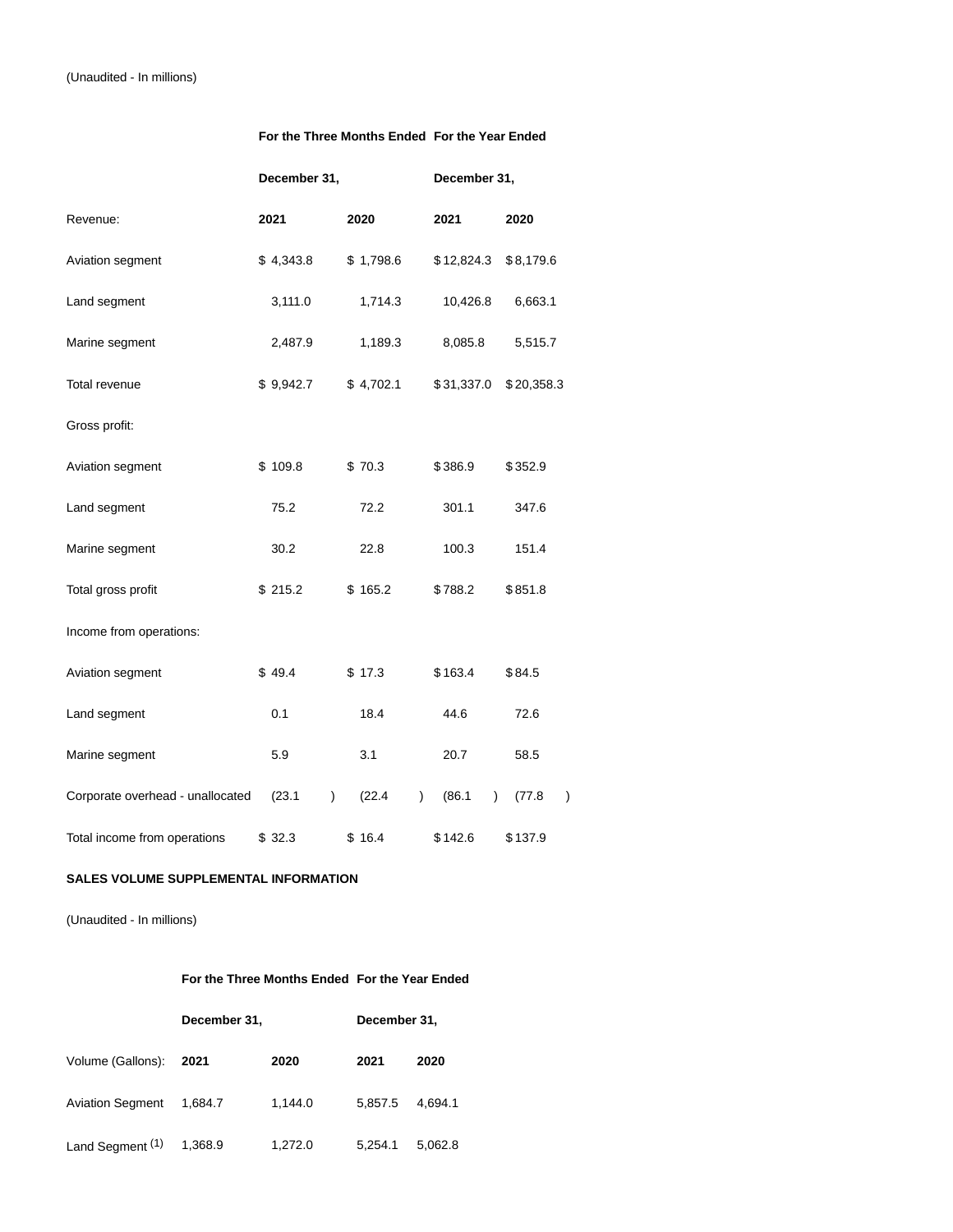(Unaudited - In millions)

| | For the Three Months Ended | | For the Year Ended | |
|---|---|---|---|---|
| | December 31, | | December 31, | |
| Revenue: | 2021 | 2020 | 2021 | 2020 |
| Aviation segment | $ 4,343.8 | $ 1,798.6 | $ 12,824.3 | $ 8,179.6 |
| Land segment | 3,111.0 | 1,714.3 | 10,426.8 | 6,663.1 |
| Marine segment | 2,487.9 | 1,189.3 | 8,085.8 | 5,515.7 |
| Total revenue | $ 9,942.7 | $ 4,702.1 | $ 31,337.0 | $ 20,358.3 |
| Gross profit: | | | | |
| Aviation segment | $ 109.8 | $ 70.3 | $ 386.9 | $ 352.9 |
| Land segment | 75.2 | 72.2 | 301.1 | 347.6 |
| Marine segment | 30.2 | 22.8 | 100.3 | 151.4 |
| Total gross profit | $ 215.2 | $ 165.2 | $ 788.2 | $ 851.8 |
| Income from operations: | | | | |
| Aviation segment | $ 49.4 | $ 17.3 | $ 163.4 | $ 84.5 |
| Land segment | 0.1 | 18.4 | 44.6 | 72.6 |
| Marine segment | 5.9 | 3.1 | 20.7 | 58.5 |
| Corporate overhead - unallocated | (23.1) | (22.4) | (86.1) | (77.8) |
| Total income from operations | $ 32.3 | $ 16.4 | $ 142.6 | $ 137.9 |

**SALES VOLUME SUPPLEMENTAL INFORMATION**

(Unaudited - In millions)

| | For the Three Months Ended | | For the Year Ended | |
|---|---|---|---|---|
| | December 31, | | December 31, | |
| Volume (Gallons): | 2021 | 2020 | 2021 | 2020 |
| Aviation Segment | 1,684.7 | 1,144.0 | 5,857.5 | 4,694.1 |
| Land Segment [(1)] | 1,368.9 | 1,272.0 | 5,254.1 | 5,062.8 |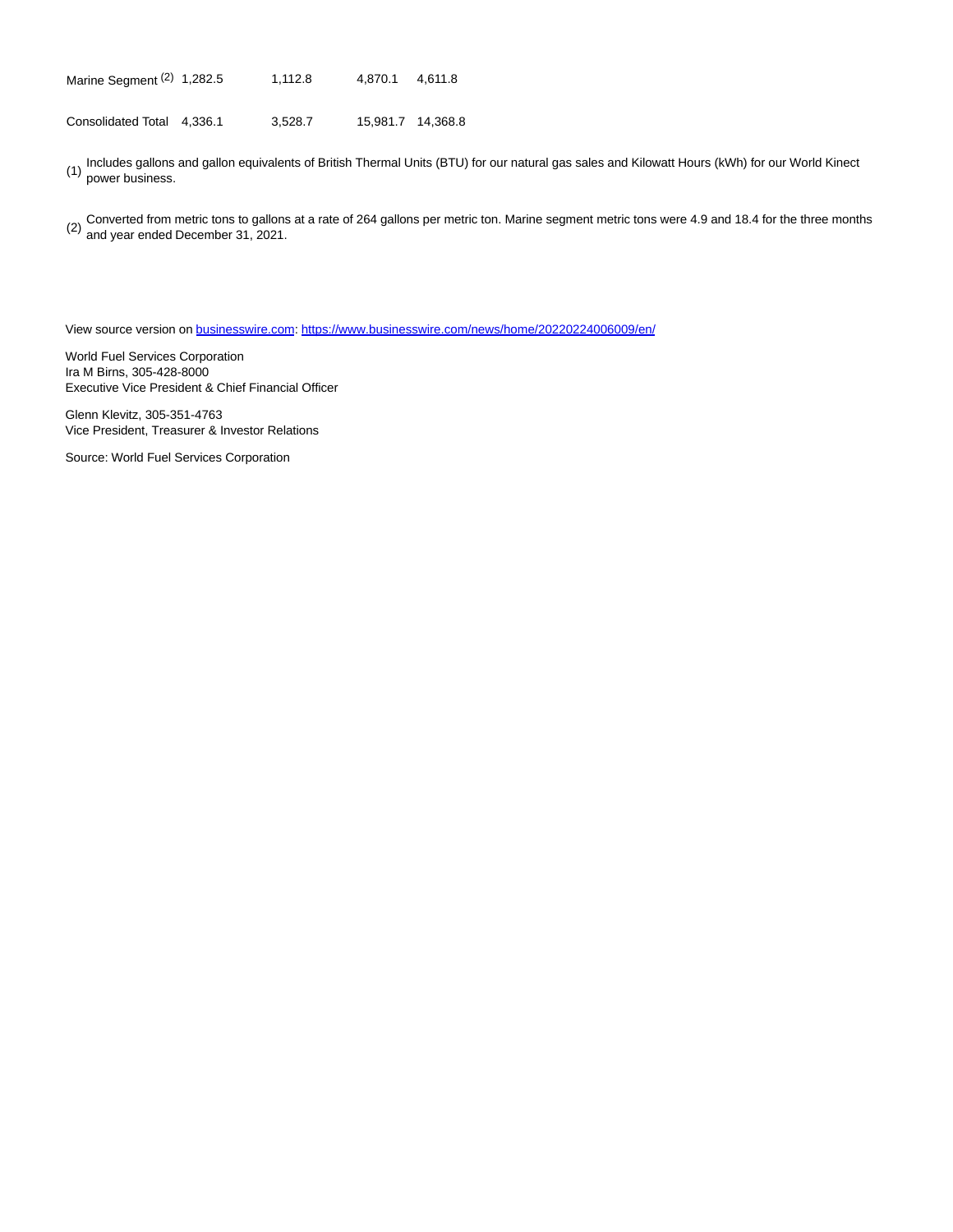| | | | | |
|---|---|---|---|---|
| Marine Segment [2] | 1,282.5 | 1,112.8 | 4,870.1 | 4,611.8 |
| Consolidated Total | 4,336.1 | 3,528.7 | 15,981.7 | 14,368.8 |

(1) Includes gallons and gallon equivalents of British Thermal Units (BTU) for our natural gas sales and Kilowatt Hours (kWh) for our World Kinect power business.

(2) Converted from metric tons to gallons at a rate of 264 gallons per metric ton. Marine segment metric tons were 4.9 and 18.4 for the three months and year ended December 31, 2021.

View source version on businesswire.com: https://www.businesswire.com/news/home/20220224006009/en/

World Fuel Services Corporation
Ira M Birns, 305-428-8000
Executive Vice President & Chief Financial Officer

Glenn Klevitz, 305-351-4763
Vice President, Treasurer & Investor Relations

Source: World Fuel Services Corporation